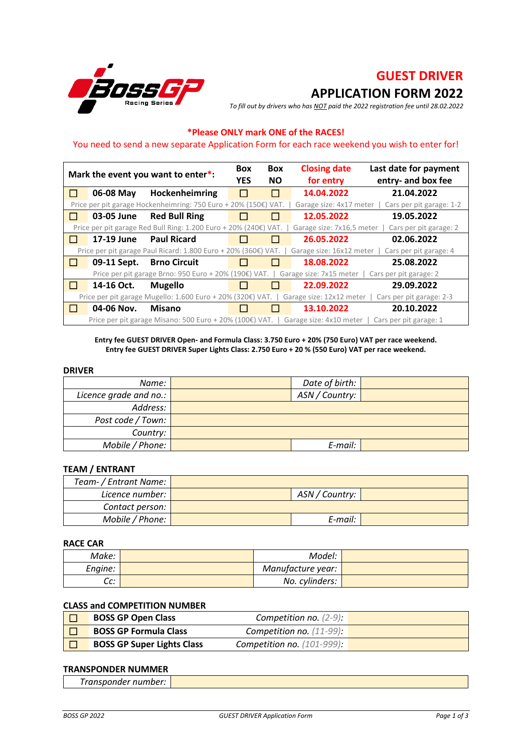# GUEST DRIVER

# APPLICATION FORM 2022

*To fill out by drivers who has NOT paid the 2022 registration fee until 28.02.2022*

**\*Please ONLY mark ONE of the RACES!**

You need to send a new separate Application Form for each race weekend you wish to enter for!

| Mark the event you want to enter*: | | | Box YES | Box NO | Closing date for entry | Last date for payment entry- and box fee |
|---|---|---|---|---|---|---|
| ☐ | 06-08 May | Hockenheimring | ☐ | ☐ | 14.04.2022 | 21.04.2022 |
| Price per pit garage Hockenheimring: 750 Euro + 20% (150€) VAT. \| Garage size: 4x17 meter \| Cars per pit garage: 1-2 | | | | | | |
| ☐ | 03-05 June | Red Bull Ring | ☐ | ☐ | 12.05.2022 | 19.05.2022 |
| Price per pit garage Red Bull Ring: 1.200 Euro + 20% (240€) VAT. \| Garage size: 7x16,5 meter \| Cars per pit garage: 2 | | | | | | |
| ☐ | 17-19 June | Paul Ricard | ☐ | ☐ | 26.05.2022 | 02.06.2022 |
| Price per pit garage Paul Ricard: 1.800 Euro + 20% (360€) VAT. \| Garage size: 16x12 meter \| Cars per pit garage: 4 | | | | | | |
| ☐ | 09-11 Sept. | Brno Circuit | ☐ | ☐ | 18.08.2022 | 25.08.2022 |
| Price per pit garage Brno: 950 Euro + 20% (190€) VAT. \| Garage size: 7x15 meter \| Cars per pit garage: 2 | | | | | | |
| ☐ | 14-16 Oct. | Mugello | ☐ | ☐ | 22.09.2022 | 29.09.2022 |
| Price per pit garage Mugello: 1.600 Euro + 20% (320€) VAT. \| Garage size: 12x12 meter \| Cars per pit garage: 2-3 | | | | | | |
| ☐ | 04-06 Nov. | Misano | ☐ | ☐ | 13.10.2022 | 20.10.2022 |
| Price per pit garage Misano: 500 Euro + 20% (100€) VAT. \| Garage size: 4x10 meter \| Cars per pit garage: 1 | | | | | | |

**Entry fee GUEST DRIVER Open- and Formula Class: 3.750 Euro + 20% (750 Euro) VAT per race weekend.**
**Entry fee GUEST DRIVER Super Lights Class: 2.750 Euro + 20 % (550 Euro) VAT per race weekend.**

## DRIVER

| | | | |
|---|---|---|---|
| *Name:* | | *Date of birth:* | |
| *Licence grade and no.:* | | *ASN / Country:* | |
| *Address:* | | | |
| *Post code / Town:* | | | |
| *Country:* | | | |
| *Mobile / Phone:* | | *E-mail:* | |

## TEAM / ENTRANT

| | | | |
|---|---|---|---|
| *Team- / Entrant Name:* | | | |
| *Licence number:* | | *ASN / Country:* | |
| *Contact person:* | | | |
| *Mobile / Phone:* | | *E-mail:* | |

## RACE CAR

| | | | |
|---|---|---|---|
| *Make:* | | *Model:* | |
| *Engine:* | | *Manufacture year:* | |
| *Cc:* | | *No. cylinders:* | |

## CLASS and COMPETITION NUMBER

| | | | |
|---|---|---|---|
| ☐ | **BOSS GP Open Class** | *Competition no. (2-9):* | |
| ☐ | **BOSS GP Formula Class** | *Competition no. (11-99):* | |
| ☐ | **BOSS GP Super Lights Class** | *Competition no. (101-999):* | |

## TRANSPONDER NUMMER

| | |
|---|---|
| *Transponder number:* | |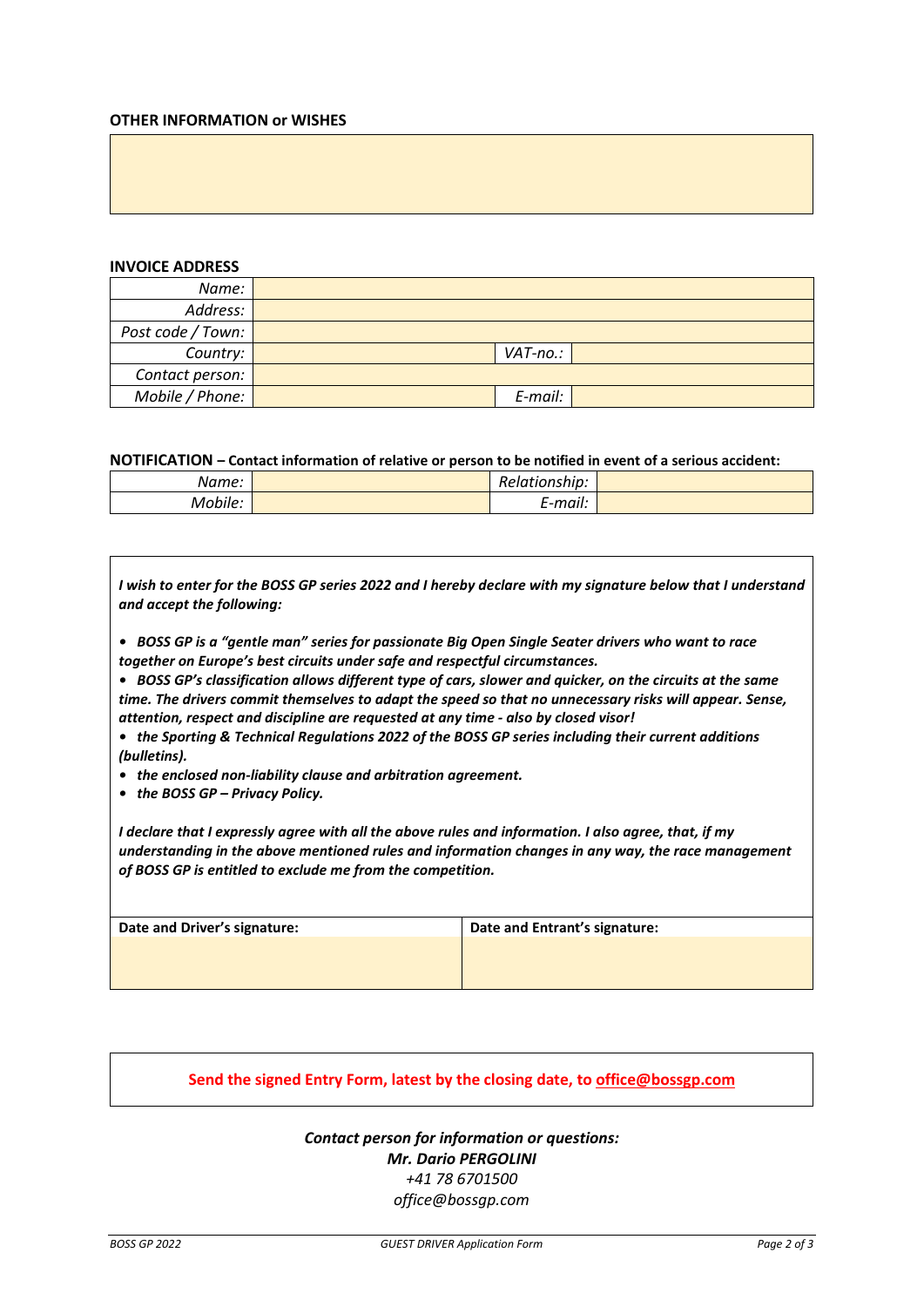**OTHER INFORMATION or WISHES**

| |
|---|
| |

**INVOICE ADDRESS**

| | | | |
|---|---|---|---|
| *Name:* | | | |
| *Address:* | | | |
| *Post code / Town:* | | | |
| *Country:* | | *VAT-no.:* | |
| *Contact person:* | | | |
| *Mobile / Phone:* | | *E-mail:* | |

**NOTIFICATION – Contact information of relative or person to be notified in event of a serious accident:**

| | | | |
|---|---|---|---|
| *Name:* | | *Relationship:* | |
| *Mobile:* | | *E-mail:* | |

***I wish to enter for the BOSS GP series 2022 and I hereby declare with my signature below that I understand and accept the following:***

- ***BOSS GP is a "gentle man" series for passionate Big Open Single Seater drivers who want to race together on Europe's best circuits under safe and respectful circumstances.***
- ***BOSS GP's classification allows different type of cars, slower and quicker, on the circuits at the same time. The drivers commit themselves to adapt the speed so that no unnecessary risks will appear. Sense, attention, respect and discipline are requested at any time - also by closed visor!***
- ***the Sporting & Technical Regulations 2022 of the BOSS GP series including their current additions (bulletins).***
- ***the enclosed non-liability clause and arbitration agreement.***
- ***the BOSS GP – Privacy Policy.***

***I declare that I expressly agree with all the above rules and information. I also agree, that, if my understanding in the above mentioned rules and information changes in any way, the race management of BOSS GP is entitled to exclude me from the competition.***

| **Date and Driver's signature:** | **Date and Entrant's signature:** |
|---|---|
| | |

**Send the signed Entry Form, latest by the closing date, to office@bossgp.com**

***Contact person for information or questions:***
***Mr. Dario PERGOLINI***
*+41 78 6701500*
*office@bossgp.com*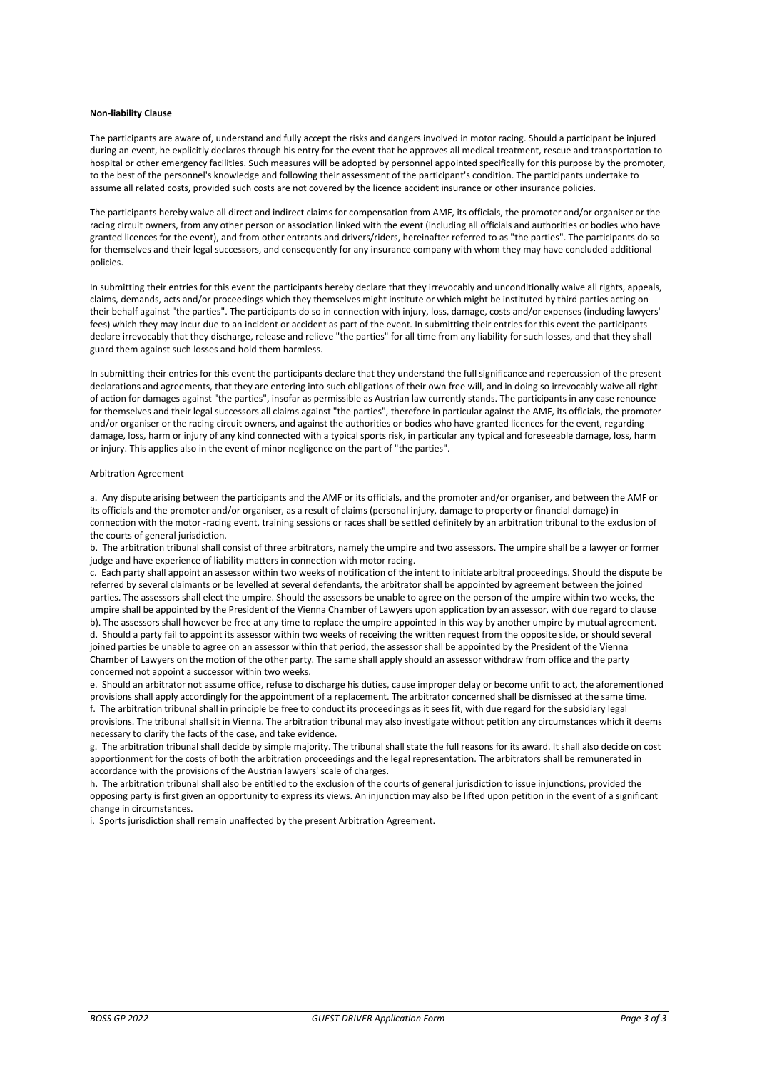**Non-liability Clause**

The participants are aware of, understand and fully accept the risks and dangers involved in motor racing. Should a participant be injured during an event, he explicitly declares through his entry for the event that he approves all medical treatment, rescue and transportation to hospital or other emergency facilities. Such measures will be adopted by personnel appointed specifically for this purpose by the promoter, to the best of the personnel's knowledge and following their assessment of the participant's condition. The participants undertake to assume all related costs, provided such costs are not covered by the licence accident insurance or other insurance policies.

The participants hereby waive all direct and indirect claims for compensation from AMF, its officials, the promoter and/or organiser or the racing circuit owners, from any other person or association linked with the event (including all officials and authorities or bodies who have granted licences for the event), and from other entrants and drivers/riders, hereinafter referred to as "the parties". The participants do so for themselves and their legal successors, and consequently for any insurance company with whom they may have concluded additional policies.

In submitting their entries for this event the participants hereby declare that they irrevocably and unconditionally waive all rights, appeals, claims, demands, acts and/or proceedings which they themselves might institute or which might be instituted by third parties acting on their behalf against "the parties". The participants do so in connection with injury, loss, damage, costs and/or expenses (including lawyers' fees) which they may incur due to an incident or accident as part of the event. In submitting their entries for this event the participants declare irrevocably that they discharge, release and relieve "the parties" for all time from any liability for such losses, and that they shall guard them against such losses and hold them harmless.

In submitting their entries for this event the participants declare that they understand the full significance and repercussion of the present declarations and agreements, that they are entering into such obligations of their own free will, and in doing so irrevocably waive all right of action for damages against "the parties", insofar as permissible as Austrian law currently stands. The participants in any case renounce for themselves and their legal successors all claims against "the parties", therefore in particular against the AMF, its officials, the promoter and/or organiser or the racing circuit owners, and against the authorities or bodies who have granted licences for the event, regarding damage, loss, harm or injury of any kind connected with a typical sports risk, in particular any typical and foreseeable damage, loss, harm or injury. This applies also in the event of minor negligence on the part of "the parties".

Arbitration Agreement

a. Any dispute arising between the participants and the AMF or its officials, and the promoter and/or organiser, and between the AMF or its officials and the promoter and/or organiser, as a result of claims (personal injury, damage to property or financial damage) in connection with the motor -racing event, training sessions or races shall be settled definitely by an arbitration tribunal to the exclusion of the courts of general jurisdiction.
b. The arbitration tribunal shall consist of three arbitrators, namely the umpire and two assessors. The umpire shall be a lawyer or former judge and have experience of liability matters in connection with motor racing.
c. Each party shall appoint an assessor within two weeks of notification of the intent to initiate arbitral proceedings. Should the dispute be referred by several claimants or be levelled at several defendants, the arbitrator shall be appointed by agreement between the joined parties. The assessors shall elect the umpire. Should the assessors be unable to agree on the person of the umpire within two weeks, the umpire shall be appointed by the President of the Vienna Chamber of Lawyers upon application by an assessor, with due regard to clause b). The assessors shall however be free at any time to replace the umpire appointed in this way by another umpire by mutual agreement.
d. Should a party fail to appoint its assessor within two weeks of receiving the written request from the opposite side, or should several joined parties be unable to agree on an assessor within that period, the assessor shall be appointed by the President of the Vienna Chamber of Lawyers on the motion of the other party. The same shall apply should an assessor withdraw from office and the party concerned not appoint a successor within two weeks.
e. Should an arbitrator not assume office, refuse to discharge his duties, cause improper delay or become unfit to act, the aforementioned provisions shall apply accordingly for the appointment of a replacement. The arbitrator concerned shall be dismissed at the same time.
f. The arbitration tribunal shall in principle be free to conduct its proceedings as it sees fit, with due regard for the subsidiary legal provisions. The tribunal shall sit in Vienna. The arbitration tribunal may also investigate without petition any circumstances which it deems necessary to clarify the facts of the case, and take evidence.
g. The arbitration tribunal shall decide by simple majority. The tribunal shall state the full reasons for its award. It shall also decide on cost apportionment for the costs of both the arbitration proceedings and the legal representation. The arbitrators shall be remunerated in accordance with the provisions of the Austrian lawyers' scale of charges.
h. The arbitration tribunal shall also be entitled to the exclusion of the courts of general jurisdiction to issue injunctions, provided the opposing party is first given an opportunity to express its views. An injunction may also be lifted upon petition in the event of a significant change in circumstances.
i. Sports jurisdiction shall remain unaffected by the present Arbitration Agreement.